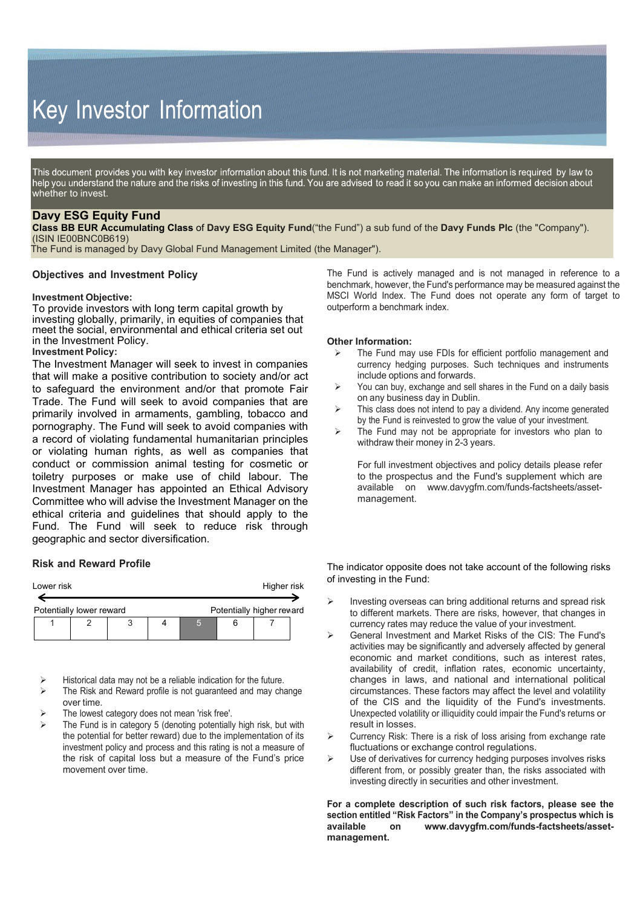# Key Investor Information

This document provides you with key investor information about this fund. It is not marketing material. The information is required by law to help you understand the nature and the risks of investing in this fund. You are advised to read it so you can make an informed decision about whether to invest.

## Davy ESG Equity Fund

**Class BB EUR Accumulating Class** of **Davy ESG Equity Fund**("the Fund") a sub fund of the **Davy Funds Plc** (the "Company"). (ISIN IE00BNC0B619)

The Fund is managed by Davy Global Fund Management Limited (the Manager").

### Objectives and Investment Policy

**Investment Objective:**

To provide investors with long term capital growth by investing globally, primarily, in equities of companies that meet the social, environmental and ethical criteria set out in the Investment Policy.

**Investment Policy:**

The Investment Manager will seek to invest in companies that will make a positive contribution to society and/or act to safeguard the environment and/or that promote Fair Trade. The Fund will seek to avoid companies that are primarily involved in armaments, gambling, tobacco and pornography. The Fund will seek to avoid companies with a record of violating fundamental humanitarian principles or violating human rights, as well as companies that conduct or commission animal testing for cosmetic or toiletry purposes or make use of child labour. The Investment Manager has appointed an Ethical Advisory Committee who will advise the Investment Manager on the ethical criteria and guidelines that should apply to the Fund. The Fund will seek to reduce risk through geographic and sector diversification.

The Fund is actively managed and is not managed in reference to a benchmark, however, the Fund's performance may be measured against the MSCI World Index. The Fund does not operate any form of target to outperform a benchmark index.

**Other Information:**

- The Fund may use FDIs for efficient portfolio management and currency hedging purposes. Such techniques and instruments include options and forwards.
- You can buy, exchange and sell shares in the Fund on a daily basis on any business day in Dublin.
- This class does not intend to pay a dividend. Any income generated by the Fund is reinvested to grow the value of your investment.
- The Fund may not be appropriate for investors who plan to withdraw their money in 2-3 years.

For full investment objectives and policy details please refer to the prospectus and the Fund's supplement which are available on www.davygfm.com/funds-factsheets/asset-management.

### Risk and Reward Profile

Lower risk ← → Higher risk

Potentially lower reward — Potentially higher reward

| 1 | 2 | 3 | 4 | **5** | 6 | 7 |
|---|---|---|---|---|---|---|

- Historical data may not be a reliable indication for the future.
- The Risk and Reward profile is not guaranteed and may change over time.
- The lowest category does not mean 'risk free'.
- The Fund is in category 5 (denoting potentially high risk, but with the potential for better reward) due to the implementation of its investment policy and process and this rating is not a measure of the risk of capital loss but a measure of the Fund's price movement over time.

The indicator opposite does not take account of the following risks of investing in the Fund:

- Investing overseas can bring additional returns and spread risk to different markets. There are risks, however, that changes in currency rates may reduce the value of your investment.
- General Investment and Market Risks of the CIS: The Fund's activities may be significantly and adversely affected by general economic and market conditions, such as interest rates, availability of credit, inflation rates, economic uncertainty, changes in laws, and national and international political circumstances. These factors may affect the level and volatility of the CIS and the liquidity of the Fund's investments. Unexpected volatility or illiquidity could impair the Fund's returns or result in losses.
- Currency Risk: There is a risk of loss arising from exchange rate fluctuations or exchange control regulations.
- Use of derivatives for currency hedging purposes involves risks different from, or possibly greater than, the risks associated with investing directly in securities and other investment.

**For a complete description of such risk factors, please see the section entitled "Risk Factors" in the Company's prospectus which is available on www.davygfm.com/funds-factsheets/asset-management.**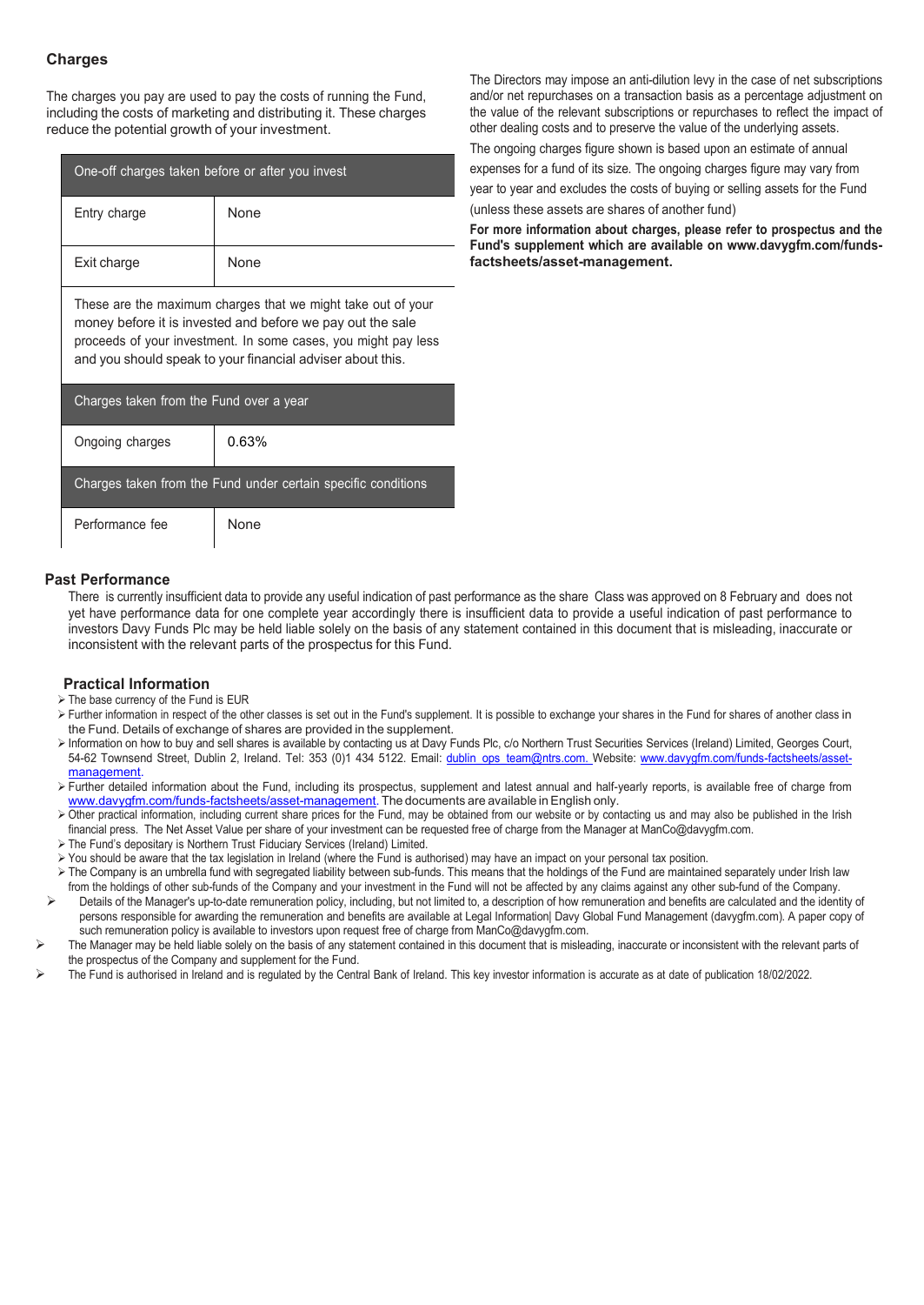## Charges

The charges you pay are used to pay the costs of running the Fund, including the costs of marketing and distributing it. These charges reduce the potential growth of your investment.

| One-off charges taken before or after you invest | |
|---|---|
| Entry charge | None |
| Exit charge | None |
| These are the maximum charges that we might take out of your money before it is invested and before we pay out the sale proceeds of your investment. In some cases, you might pay less and you should speak to your financial adviser about this. | |
| **Charges taken from the Fund over a year** | |
| Ongoing charges | 0.63% |
| **Charges taken from the Fund under certain specific conditions** | |
| Performance fee | None |

The Directors may impose an anti-dilution levy in the case of net subscriptions and/or net repurchases on a transaction basis as a percentage adjustment on the value of the relevant subscriptions or repurchases to reflect the impact of other dealing costs and to preserve the value of the underlying assets.

The ongoing charges figure shown is based upon an estimate of annual expenses for a fund of its size. The ongoing charges figure may vary from year to year and excludes the costs of buying or selling assets for the Fund (unless these assets are shares of another fund)

**For more information about charges, please refer to prospectus and the Fund's supplement which are available on www.davygfm.com/funds-factsheets/asset-management.**

## Past Performance

There is currently insufficient data to provide any useful indication of past performance as the share Class was approved on 8 February and does not yet have performance data for one complete year accordingly there is insufficient data to provide a useful indication of past performance to investors Davy Funds Plc may be held liable solely on the basis of any statement contained in this document that is misleading, inaccurate or inconsistent with the relevant parts of the prospectus for this Fund.

## Practical Information

- The base currency of the Fund is EUR
- Further information in respect of the other classes is set out in the Fund's supplement. It is possible to exchange your shares in the Fund for shares of another class in the Fund. Details of exchange of shares are provided in the supplement.
- Information on how to buy and sell shares is available by contacting us at Davy Funds Plc, c/o Northern Trust Securities Services (Ireland) Limited, Georges Court, 54-62 Townsend Street, Dublin 2, Ireland. Tel: 353 (0)1 434 5122. Email: dublin_ops_team@ntrs.com. Website: www.davygfm.com/funds-factsheets/asset-management.
- Further detailed information about the Fund, including its prospectus, supplement and latest annual and half-yearly reports, is available free of charge from www.davygfm.com/funds-factsheets/asset-management. The documents are available in English only.
- Other practical information, including current share prices for the Fund, may be obtained from our website or by contacting us and may also be published in the Irish financial press. The Net Asset Value per share of your investment can be requested free of charge from the Manager at ManCo@davygfm.com.
- The Fund's depositary is Northern Trust Fiduciary Services (Ireland) Limited.
- You should be aware that the tax legislation in Ireland (where the Fund is authorised) may have an impact on your personal tax position.
- The Company is an umbrella fund with segregated liability between sub-funds. This means that the holdings of the Fund are maintained separately under Irish law from the holdings of other sub-funds of the Company and your investment in the Fund will not be affected by any claims against any other sub-fund of the Company.
- Details of the Manager's up-to-date remuneration policy, including, but not limited to, a description of how remuneration and benefits are calculated and the identity of persons responsible for awarding the remuneration and benefits are available at Legal Information| Davy Global Fund Management (davygfm.com). A paper copy of such remuneration policy is available to investors upon request free of charge from ManCo@davygfm.com.
- The Manager may be held liable solely on the basis of any statement contained in this document that is misleading, inaccurate or inconsistent with the relevant parts of the prospectus of the Company and supplement for the Fund.
- The Fund is authorised in Ireland and is regulated by the Central Bank of Ireland. This key investor information is accurate as at date of publication 18/02/2022.